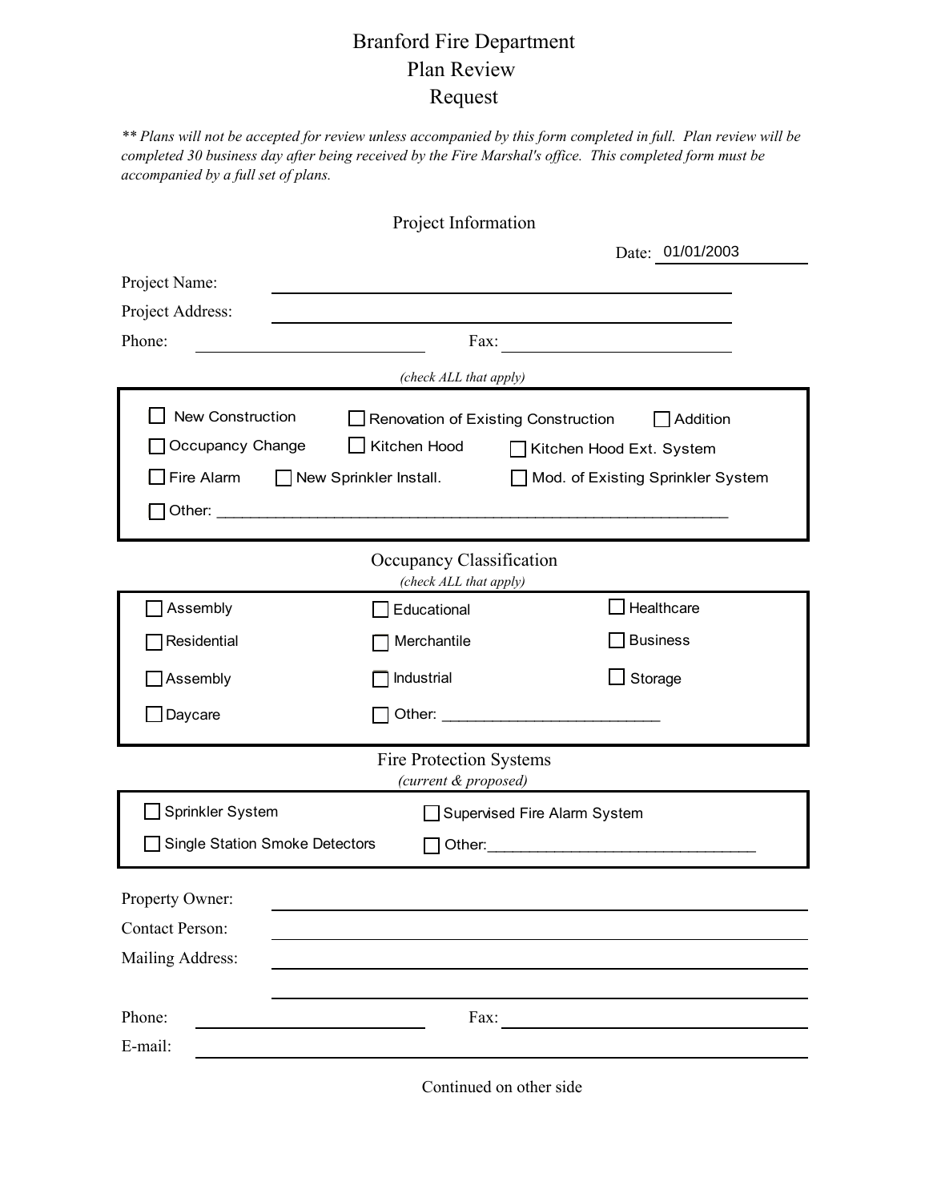# Branford Fire Department
# Plan Review
# Request

*** Plans will not be accepted for review unless accompanied by this form completed in full. Plan review will be completed 30 business day after being received by the Fire Marshal's office. This completed form must be accompanied by a full set of plans.*

## Project Information

Date: 01/01/2003

Project Name: ______________________________

Project Address: ______________________________

Phone: ______________________ Fax: ______________________

*(check ALL that apply)*

- ☐ New Construction
- ☐ Renovation of Existing Construction
- ☐ Addition
- ☐ Occupancy Change
- ☐ Kitchen Hood
- ☐ Kitchen Hood Ext. System
- ☐ Fire Alarm
- ☐ New Sprinkler Install.
- ☐ Mod. of Existing Sprinkler System
- ☐ Other: ______________________________

## Occupancy Classification

*(check ALL that apply)*

- ☐ Assembly
- ☐ Educational
- ☐ Healthcare
- ☐ Residential
- ☐ Merchantile
- ☐ Business
- ☐ Assembly
- ☐ Industrial
- ☐ Storage
- ☐ Daycare
- ☐ Other: ______________________

## Fire Protection Systems

*(current & proposed)*

- ☐ Sprinkler System
- ☐ Supervised Fire Alarm System
- ☐ Single Station Smoke Detectors
- ☐ Other: ______________________

Property Owner: ______________________________

Contact Person: ______________________________

Mailing Address: ______________________________

______________________________

Phone: ______________________ Fax: ______________________

E-mail: ______________________________

Continued on other side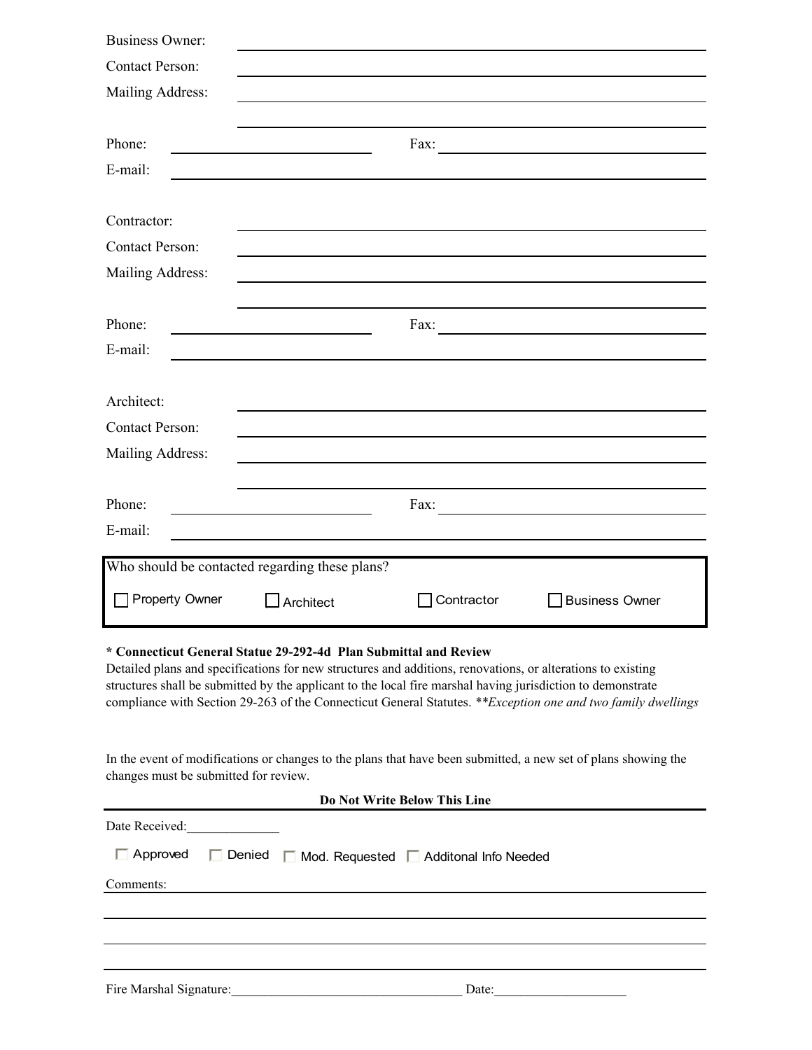Business Owner: ______________________________

Contact Person: ______________________________

Mailing Address: ______________________________

______________________________

Phone: ______________ Fax: ______________

E-mail: ______________________________

Contractor: ______________________________

Contact Person: ______________________________

Mailing Address: ______________________________

______________________________

Phone: ______________ Fax: ______________

E-mail: ______________________________

Architect: ______________________________

Contact Person: ______________________________

Mailing Address: ______________________________

______________________________

Phone: ______________ Fax: ______________

E-mail: ______________________________

Who should be contacted regarding these plans?

☐ Property Owner ☐ Architect ☐ Contractor ☐ Business Owner

**\* Connecticut General Statue 29-292-4d Plan Submittal and Review**

Detailed plans and specifications for new structures and additions, renovations, or alterations to existing structures shall be submitted by the applicant to the local fire marshal having jurisdiction to demonstrate compliance with Section 29-263 of the Connecticut General Statutes. *\*\*Exception one and two family dwellings*

In the event of modifications or changes to the plans that have been submitted, a new set of plans showing the changes must be submitted for review.

**Do Not Write Below This Line**

Date Received: ______________

☐ Approved ☐ Denied ☐ Mod. Requested ☐ Additonal Info Needed

Comments: ______________________________

______________________________

______________________________

______________________________

Fire Marshal Signature: ______________________________ Date: ______________